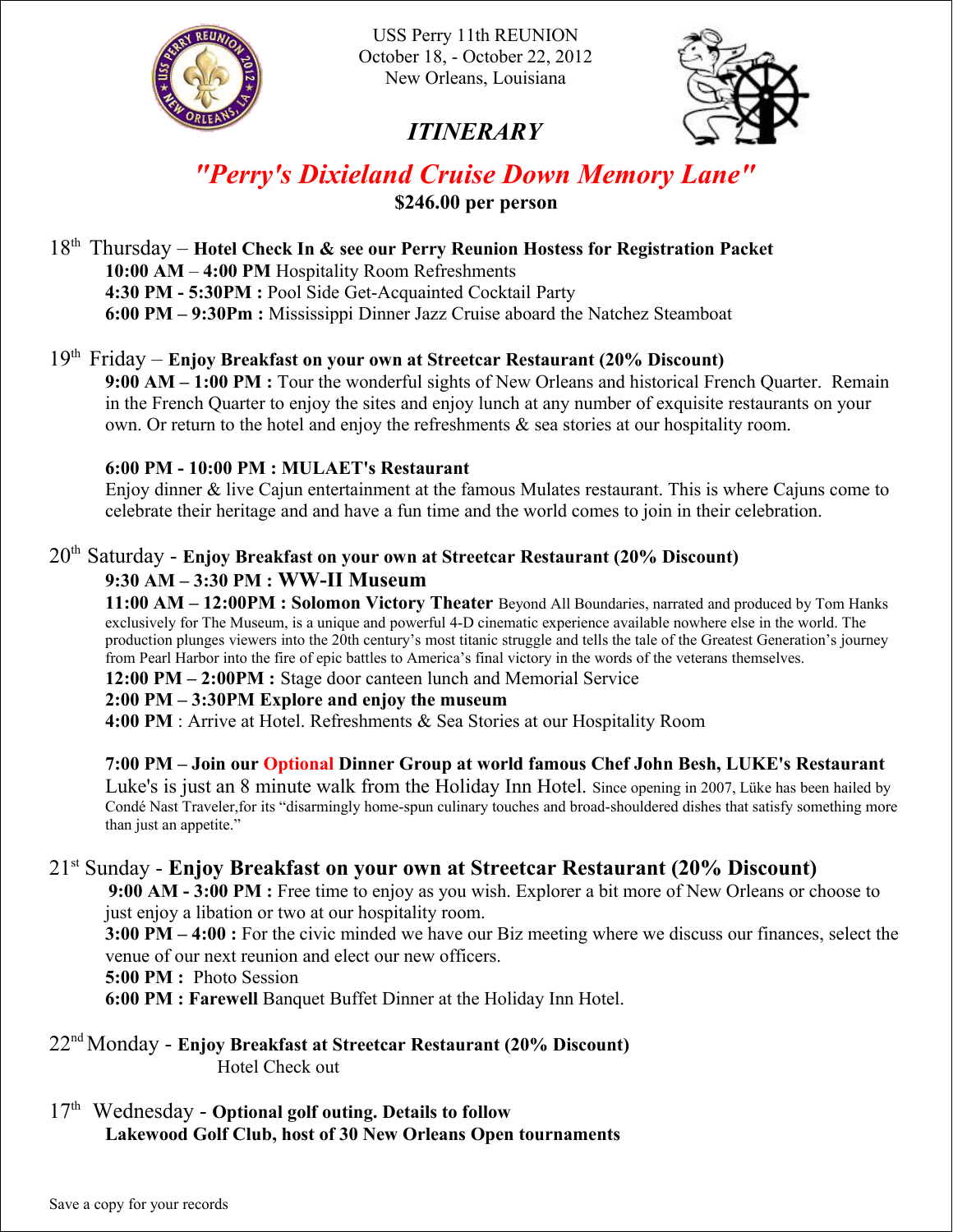USS Perry 11th REUNION
October 18, - October 22, 2012
New Orleans, Louisiana

# *ITINERARY*

## *"Perry's Dixieland Cruise Down Memory Lane"*

**$246.00 per person**

18th Thursday – **Hotel Check In & see our Perry Reunion Hostess for Registration Packet**

**10:00 AM** – **4:00 PM** Hospitality Room Refreshments
**4:30 PM - 5:30PM :** Pool Side Get-Acquainted Cocktail Party
**6:00 PM – 9:30Pm :** Mississippi Dinner Jazz Cruise aboard the Natchez Steamboat

19th Friday – **Enjoy Breakfast on your own at Streetcar Restaurant (20% Discount)**

**9:00 AM – 1:00 PM :** Tour the wonderful sights of New Orleans and historical French Quarter. Remain in the French Quarter to enjoy the sites and enjoy lunch at any number of exquisite restaurants on your own. Or return to the hotel and enjoy the refreshments & sea stories at our hospitality room.

**6:00 PM - 10:00 PM : MULAET's Restaurant**
Enjoy dinner & live Cajun entertainment at the famous Mulates restaurant. This is where Cajuns come to celebrate their heritage and and have a fun time and the world comes to join in their celebration.

20th Saturday - **Enjoy Breakfast on your own at Streetcar Restaurant (20% Discount)**

**9:30 AM – 3:30 PM : WW-II Museum**
**11:00 AM – 12:00PM : Solomon Victory Theater** Beyond All Boundaries, narrated and produced by Tom Hanks exclusively for The Museum, is a unique and powerful 4-D cinematic experience available nowhere else in the world. The production plunges viewers into the 20th century's most titanic struggle and tells the tale of the Greatest Generation's journey from Pearl Harbor into the fire of epic battles to America's final victory in the words of the veterans themselves.
**12:00 PM – 2:00PM :** Stage door canteen lunch and Memorial Service
**2:00 PM – 3:30PM Explore and enjoy the museum**
**4:00 PM** : Arrive at Hotel. Refreshments & Sea Stories at our Hospitality Room

**7:00 PM – Join our Optional Dinner Group at world famous Chef John Besh, LUKE's Restaurant**
Luke's is just an 8 minute walk from the Holiday Inn Hotel. Since opening in 2007, Lüke has been hailed by Condé Nast Traveler,for its "disarmingly home-spun culinary touches and broad-shouldered dishes that satisfy something more than just an appetite."

21st Sunday - **Enjoy Breakfast on your own at Streetcar Restaurant (20% Discount)**

**9:00 AM - 3:00 PM :** Free time to enjoy as you wish. Explorer a bit more of New Orleans or choose to just enjoy a libation or two at our hospitality room.
**3:00 PM – 4:00 :** For the civic minded we have our Biz meeting where we discuss our finances, select the venue of our next reunion and elect our new officers.
**5:00 PM :** Photo Session
**6:00 PM : Farewell** Banquet Buffet Dinner at the Holiday Inn Hotel.

22nd Monday - **Enjoy Breakfast at Streetcar Restaurant (20% Discount)**

Hotel Check out

17th Wednesday - **Optional golf outing. Details to follow**

**Lakewood Golf Club, host of 30 New Orleans Open tournaments**

Save a copy for your records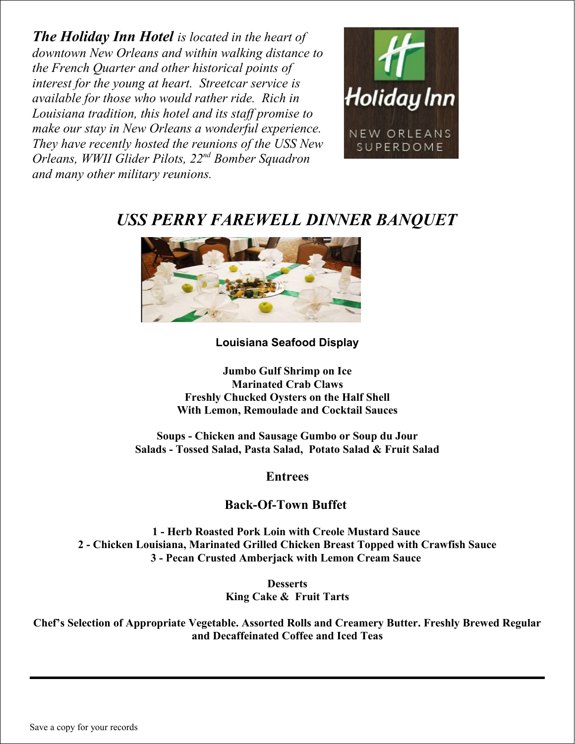***The Holiday Inn Hotel*** *is located in the heart of downtown New Orleans and within walking distance to the French Quarter and other historical points of interest for the young at heart. Streetcar service is available for those who would rather ride. Rich in Louisiana tradition, this hotel and its staff promise to make our stay in New Orleans a wonderful experience. They have recently hosted the reunions of the USS New Orleans, WWII Glider Pilots, 22nd Bomber Squadron and many other military reunions.*

# *USS PERRY FAREWELL DINNER BANQUET*

**Louisiana Seafood Display**

**Jumbo Gulf Shrimp on Ice**
**Marinated Crab Claws**
**Freshly Chucked Oysters on the Half Shell**
**With Lemon, Remoulade and Cocktail Sauces**

**Soups - Chicken and Sausage Gumbo or Soup du Jour**
**Salads - Tossed Salad, Pasta Salad, Potato Salad & Fruit Salad**

## Entrees

## Back-Of-Town Buffet

**1 - Herb Roasted Pork Loin with Creole Mustard Sauce**
**2 - Chicken Louisiana, Marinated Grilled Chicken Breast Topped with Crawfish Sauce**
**3 - Pecan Crusted Amberjack with Lemon Cream Sauce**

**Desserts**
**King Cake & Fruit Tarts**

**Chef's Selection of Appropriate Vegetable. Assorted Rolls and Creamery Butter. Freshly Brewed Regular and Decaffeinated Coffee and Iced Teas**

---

Save a copy for your records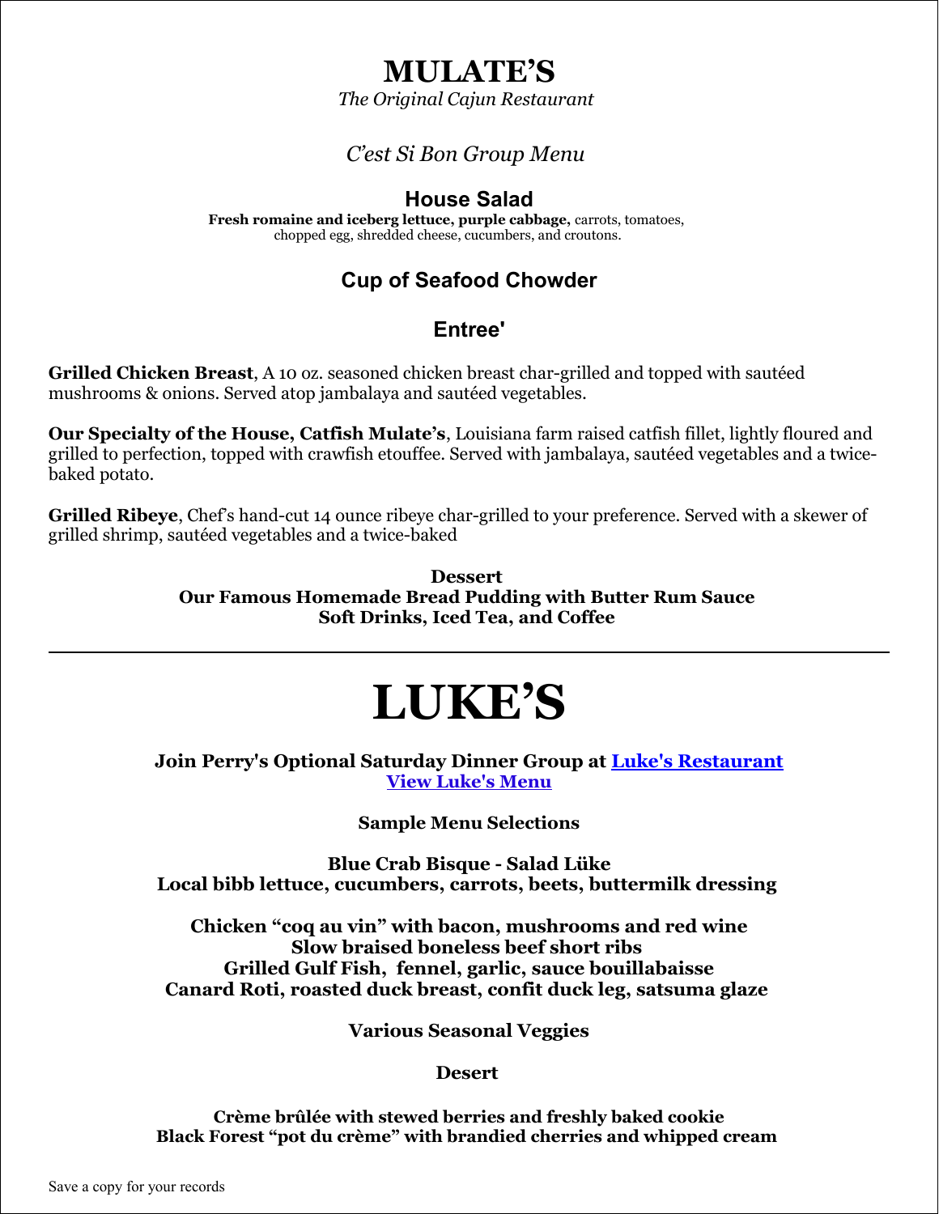# MULATE'S

*The Original Cajun Restaurant*

*C'est Si Bon Group Menu*

## House Salad

**Fresh romaine and iceberg lettuce, purple cabbage,** carrots, tomatoes, chopped egg, shredded cheese, cucumbers, and croutons.

## Cup of Seafood Chowder

## Entree'

**Grilled Chicken Breast**, A 10 oz. seasoned chicken breast char-grilled and topped with sautéed mushrooms & onions. Served atop jambalaya and sautéed vegetables.

**Our Specialty of the House, Catfish Mulate's**, Louisiana farm raised catfish fillet, lightly floured and grilled to perfection, topped with crawfish etouffee. Served with jambalaya, sautéed vegetables and a twice-baked potato.

**Grilled Ribeye**, Chef's hand-cut 14 ounce ribeye char-grilled to your preference. Served with a skewer of grilled shrimp, sautéed vegetables and a twice-baked

**Dessert**
**Our Famous Homemade Bread Pudding with Butter Rum Sauce**
**Soft Drinks, Iced Tea, and Coffee**

---

# LUKE'S

**Join Perry's Optional Saturday Dinner Group at Luke's Restaurant**
**View Luke's Menu**

**Sample Menu Selections**

**Blue Crab Bisque - Salad Lüke**
**Local bibb lettuce, cucumbers, carrots, beets, buttermilk dressing**

**Chicken "coq au vin" with bacon, mushrooms and red wine**
**Slow braised boneless beef short ribs**
**Grilled Gulf Fish, fennel, garlic, sauce bouillabaisse**
**Canard Roti, roasted duck breast, confit duck leg, satsuma glaze**

**Various Seasonal Veggies**

**Desert**

**Crème brûlée with stewed berries and freshly baked cookie**
**Black Forest "pot du crème" with brandied cherries and whipped cream**

Save a copy for your records